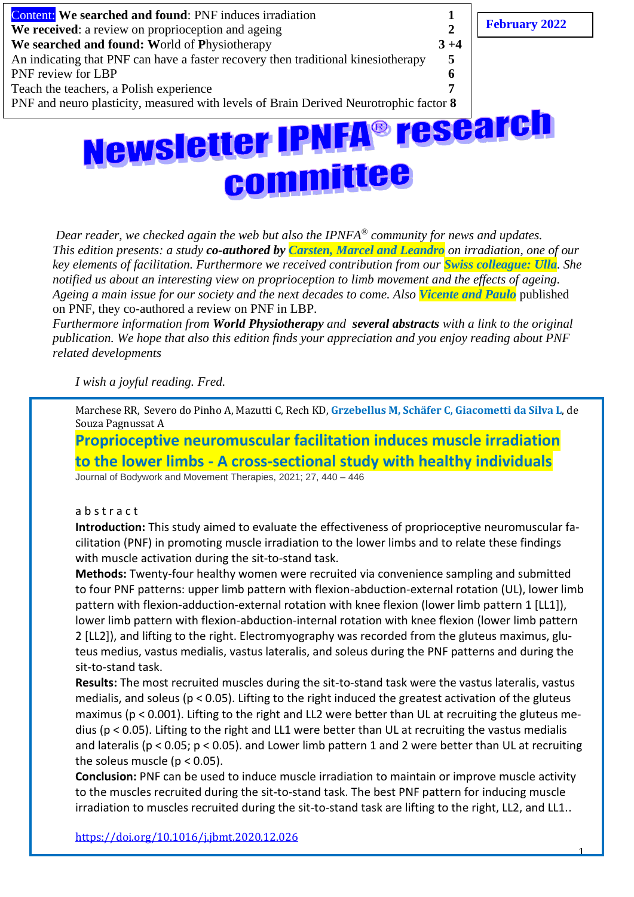Content: **We searched and found**: PNF induces irradiation 1
**We received**: a review on proprioception and ageing 2
**We searched and found: W**orld of **P**hysiotherapy 3 +4
An indicating that PNF can have a faster recovery then traditional kinesiotherapy 5
PNF review for LBP 6
Teach the teachers, a Polish experience 7
PNF and neuro plasticity, measured with levels of Brain Derived Neurotrophic factor **8**

**February 2022**

# Newsletter IPNFA® research committee

*Dear reader, we checked again the web but also the IPNFA® community for news and updates. This edition presents: a study **co-authored by** **Carsten, Marcel and Leandro** on irradiation, one of our key elements of facilitation. Furthermore we received contribution from our **Swiss colleague: Ulla**. She notified us about an interesting view on proprioception to limb movement and the effects of ageing. Ageing a main issue for our society and the next decades to come. Also **Vicente and Paulo*** published on PNF, they co-authored a review on PNF in LBP.
*Furthermore information from **World Physiotherapy** and **several abstracts** with a link to the original publication. We hope that also this edition finds your appreciation and you enjoy reading about PNF related developments*

*I wish a joyful reading. Fred.*

Marchese RR, Severo do Pinho A, Mazutti C, Rech KD, **Grzebellus M, Schäfer C, Giacometti da Silva L**, de Souza Pagnussat A

## Proprioceptive neuromuscular facilitation induces muscle irradiation to the lower limbs - A cross-sectional study with healthy individuals

Journal of Bodywork and Movement Therapies, 2021; 27, 440 – 446

a b s t r a c t

**Introduction:** This study aimed to evaluate the effectiveness of proprioceptive neuromuscular facilitation (PNF) in promoting muscle irradiation to the lower limbs and to relate these findings with muscle activation during the sit-to-stand task.

**Methods:** Twenty-four healthy women were recruited via convenience sampling and submitted to four PNF patterns: upper limb pattern with flexion-abduction-external rotation (UL), lower limb pattern with flexion-adduction-external rotation with knee flexion (lower limb pattern 1 [LL1]), lower limb pattern with flexion-abduction-internal rotation with knee flexion (lower limb pattern 2 [LL2]), and lifting to the right. Electromyography was recorded from the gluteus maximus, gluteus medius, vastus medialis, vastus lateralis, and soleus during the PNF patterns and during the sit-to-stand task.

**Results:** The most recruited muscles during the sit-to-stand task were the vastus lateralis, vastus medialis, and soleus ($p < 0.05$). Lifting to the right induced the greatest activation of the gluteus maximus ($p < 0.001$). Lifting to the right and LL2 were better than UL at recruiting the gluteus medius ($p < 0.05$). Lifting to the right and LL1 were better than UL at recruiting the vastus medialis and lateralis ($p < 0.05$; $p < 0.05$). and Lower limb pattern 1 and 2 were better than UL at recruiting the soleus muscle ($p < 0.05$).

**Conclusion:** PNF can be used to induce muscle irradiation to maintain or improve muscle activity to the muscles recruited during the sit-to-stand task. The best PNF pattern for inducing muscle irradiation to muscles recruited during the sit-to-stand task are lifting to the right, LL2, and LL1..

https://doi.org/10.1016/j.jbmt.2020.12.026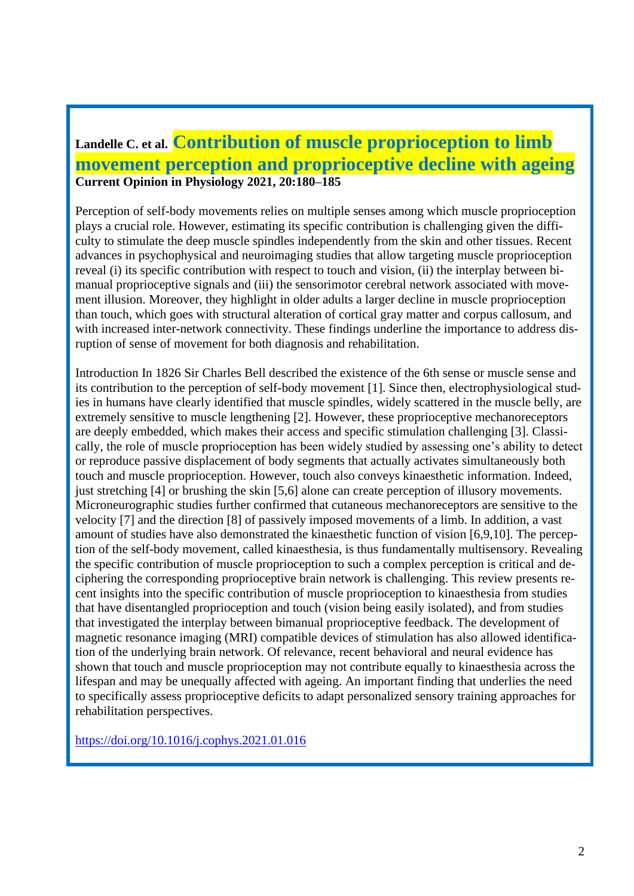**Landelle C. et al. Contribution of muscle proprioception to limb movement perception and proprioceptive decline with ageing**
**Current Opinion in Physiology 2021, 20:180–185**

Perception of self-body movements relies on multiple senses among which muscle proprioception plays a crucial role. However, estimating its specific contribution is challenging given the difficulty to stimulate the deep muscle spindles independently from the skin and other tissues. Recent advances in psychophysical and neuroimaging studies that allow targeting muscle proprioception reveal (i) its specific contribution with respect to touch and vision, (ii) the interplay between bimanual proprioceptive signals and (iii) the sensorimotor cerebral network associated with movement illusion. Moreover, they highlight in older adults a larger decline in muscle proprioception than touch, which goes with structural alteration of cortical gray matter and corpus callosum, and with increased inter-network connectivity. These findings underline the importance to address disruption of sense of movement for both diagnosis and rehabilitation.

Introduction In 1826 Sir Charles Bell described the existence of the 6th sense or muscle sense and its contribution to the perception of self-body movement [1]. Since then, electrophysiological studies in humans have clearly identified that muscle spindles, widely scattered in the muscle belly, are extremely sensitive to muscle lengthening [2]. However, these proprioceptive mechanoreceptors are deeply embedded, which makes their access and specific stimulation challenging [3]. Classically, the role of muscle proprioception has been widely studied by assessing one's ability to detect or reproduce passive displacement of body segments that actually activates simultaneously both touch and muscle proprioception. However, touch also conveys kinaesthetic information. Indeed, just stretching [4] or brushing the skin [5,6] alone can create perception of illusory movements. Microneurographic studies further confirmed that cutaneous mechanoreceptors are sensitive to the velocity [7] and the direction [8] of passively imposed movements of a limb. In addition, a vast amount of studies have also demonstrated the kinaesthetic function of vision [6,9,10]. The perception of the self-body movement, called kinaesthesia, is thus fundamentally multisensory. Revealing the specific contribution of muscle proprioception to such a complex perception is critical and deciphering the corresponding proprioceptive brain network is challenging. This review presents recent insights into the specific contribution of muscle proprioception to kinaesthesia from studies that have disentangled proprioception and touch (vision being easily isolated), and from studies that investigated the interplay between bimanual proprioceptive feedback. The development of magnetic resonance imaging (MRI) compatible devices of stimulation has also allowed identification of the underlying brain network. Of relevance, recent behavioral and neural evidence has shown that touch and muscle proprioception may not contribute equally to kinaesthesia across the lifespan and may be unequally affected with ageing. An important finding that underlies the need to specifically assess proprioceptive deficits to adapt personalized sensory training approaches for rehabilitation perspectives.

https://doi.org/10.1016/j.cophys.2021.01.016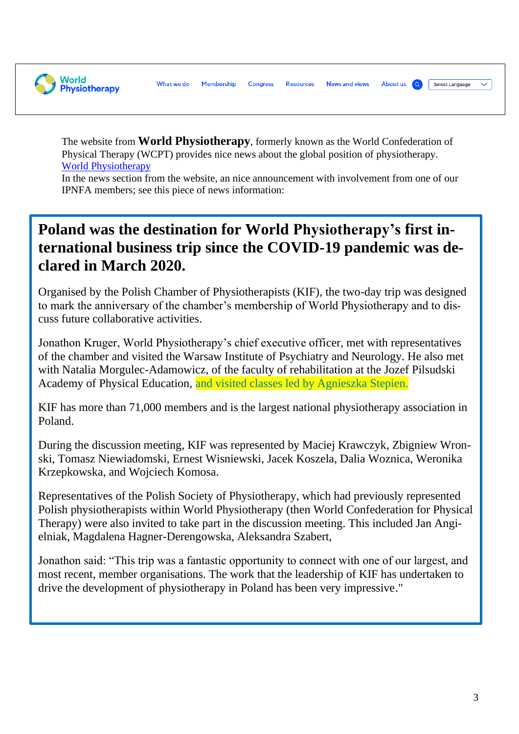World Physiotherapy

What we do | Membership | Congress | Resources | News and views | About us | Select Language

The website from **World Physiotherapy**, formerly known as the World Confederation of Physical Therapy (WCPT) provides nice news about the global position of physiotherapy.
World Physiotherapy
In the news section from the website, an nice announcement with involvement from one of our IPNFA members; see this piece of news information:

## Poland was the destination for World Physiotherapy's first international business trip since the COVID-19 pandemic was declared in March 2020.

Organised by the Polish Chamber of Physiotherapists (KIF), the two-day trip was designed to mark the anniversary of the chamber's membership of World Physiotherapy and to discuss future collaborative activities.

Jonathon Kruger, World Physiotherapy's chief executive officer, met with representatives of the chamber and visited the Warsaw Institute of Psychiatry and Neurology. He also met with Natalia Morgulec-Adamowicz, of the faculty of rehabilitation at the Jozef Pilsudski Academy of Physical Education, and visited classes led by Agnieszka Stepien.

KIF has more than 71,000 members and is the largest national physiotherapy association in Poland.

During the discussion meeting, KIF was represented by Maciej Krawczyk, Zbigniew Wronski, Tomasz Niewiadomski, Ernest Wisniewski, Jacek Koszela, Dalia Woznica, Weronika Krzepkowska, and Wojciech Komosa.

Representatives of the Polish Society of Physiotherapy, which had previously represented Polish physiotherapists within World Physiotherapy (then World Confederation for Physical Therapy) were also invited to take part in the discussion meeting. This included Jan Angielniak, Magdalena Hagner-Derengowska, Aleksandra Szabert,

Jonathon said: "This trip was a fantastic opportunity to connect with one of our largest, and most recent, member organisations. The work that the leadership of KIF has undertaken to drive the development of physiotherapy in Poland has been very impressive."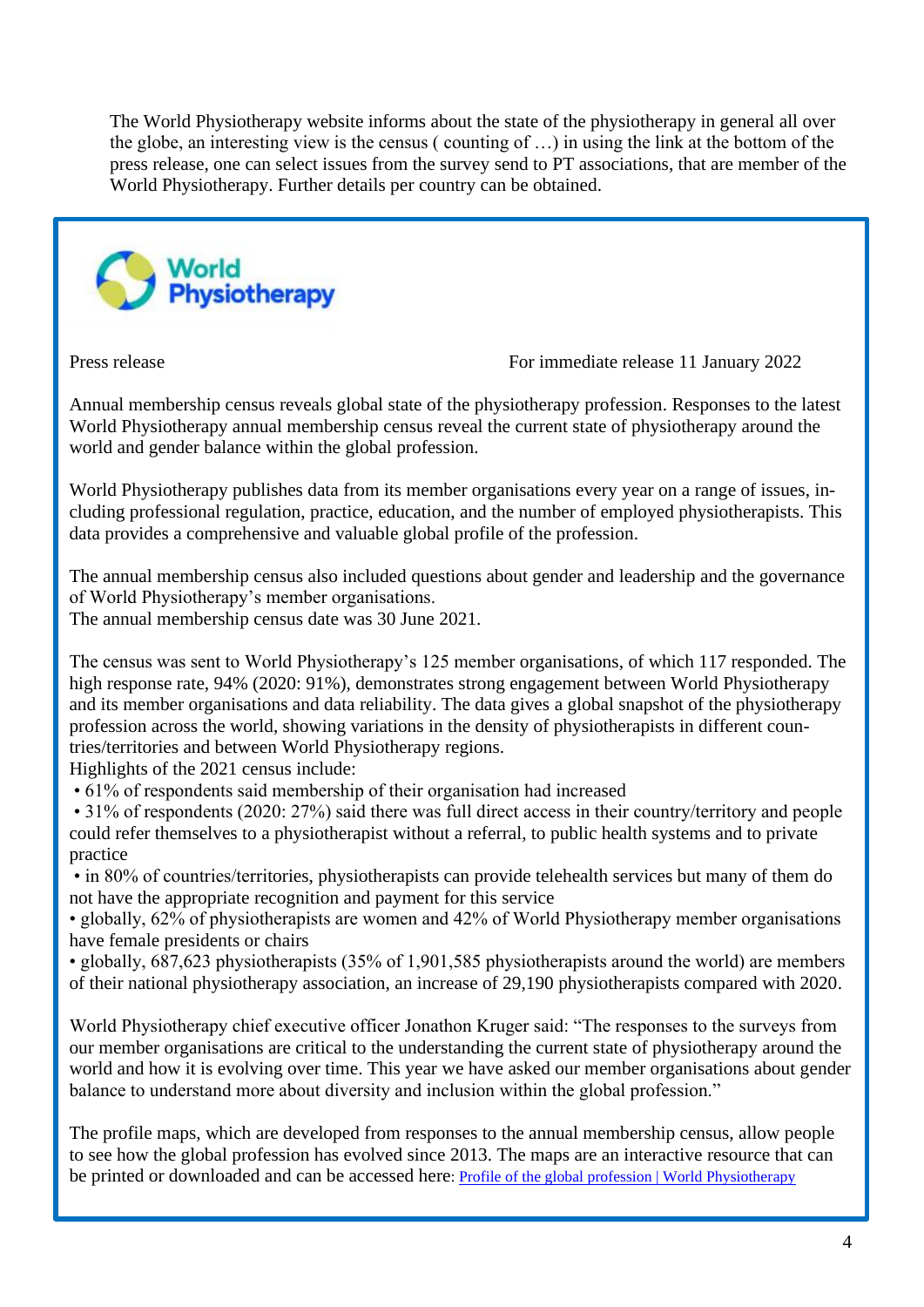The World Physiotherapy website informs about the state of the physiotherapy in general all over the globe, an interesting view is the census ( counting of …) in using the link at the bottom of the press release, one can select issues from the survey send to PT associations, that are member of the World Physiotherapy. Further details per country can be obtained.

**World Physiotherapy**

Press release — For immediate release 11 January 2022

Annual membership census reveals global state of the physiotherapy profession. Responses to the latest World Physiotherapy annual membership census reveal the current state of physiotherapy around the world and gender balance within the global profession.

World Physiotherapy publishes data from its member organisations every year on a range of issues, including professional regulation, practice, education, and the number of employed physiotherapists. This data provides a comprehensive and valuable global profile of the profession.

The annual membership census also included questions about gender and leadership and the governance of World Physiotherapy's member organisations.
The annual membership census date was 30 June 2021.

The census was sent to World Physiotherapy's 125 member organisations, of which 117 responded. The high response rate, 94% (2020: 91%), demonstrates strong engagement between World Physiotherapy and its member organisations and data reliability. The data gives a global snapshot of the physiotherapy profession across the world, showing variations in the density of physiotherapists in different countries/territories and between World Physiotherapy regions.
Highlights of the 2021 census include:

- 61% of respondents said membership of their organisation had increased
- 31% of respondents (2020: 27%) said there was full direct access in their country/territory and people could refer themselves to a physiotherapist without a referral, to public health systems and to private practice
- in 80% of countries/territories, physiotherapists can provide telehealth services but many of them do not have the appropriate recognition and payment for this service
- globally, 62% of physiotherapists are women and 42% of World Physiotherapy member organisations have female presidents or chairs
- globally, 687,623 physiotherapists (35% of 1,901,585 physiotherapists around the world) are members of their national physiotherapy association, an increase of 29,190 physiotherapists compared with 2020.

World Physiotherapy chief executive officer Jonathon Kruger said: "The responses to the surveys from our member organisations are critical to the understanding the current state of physiotherapy around the world and how it is evolving over time. This year we have asked our member organisations about gender balance to understand more about diversity and inclusion within the global profession."

The profile maps, which are developed from responses to the annual membership census, allow people to see how the global profession has evolved since 2013. The maps are an interactive resource that can be printed or downloaded and can be accessed here: Profile of the global profession | World Physiotherapy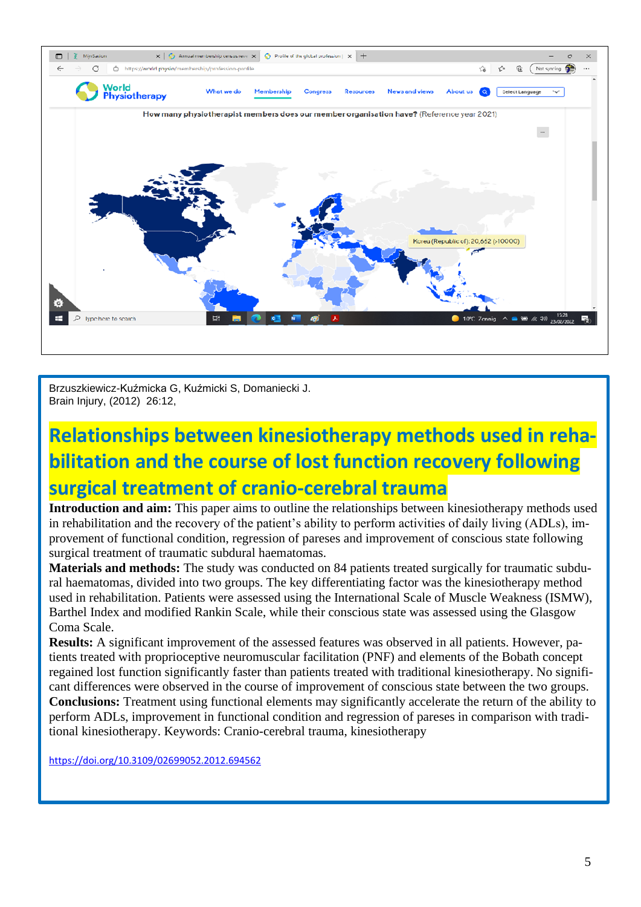Brzuszkiewicz-Kuźmicka G, Kuźmicki S, Domaniecki J.
Brain Injury, (2012) 26:12,

## Relationships between kinesiotherapy methods used in rehabilitation and the course of lost function recovery following surgical treatment of cranio-cerebral trauma

**Introduction and aim:** This paper aims to outline the relationships between kinesiotherapy methods used in rehabilitation and the recovery of the patient's ability to perform activities of daily living (ADLs), improvement of functional condition, regression of pareses and improvement of conscious state following surgical treatment of traumatic subdural haematomas.

**Materials and methods:** The study was conducted on 84 patients treated surgically for traumatic subdural haematomas, divided into two groups. The key differentiating factor was the kinesiotherapy method used in rehabilitation. Patients were assessed using the International Scale of Muscle Weakness (ISMW), Barthel Index and modified Rankin Scale, while their conscious state was assessed using the Glasgow Coma Scale.

**Results:** A significant improvement of the assessed features was observed in all patients. However, patients treated with proprioceptive neuromuscular facilitation (PNF) and elements of the Bobath concept regained lost function significantly faster than patients treated with traditional kinesiotherapy. No significant differences were observed in the course of improvement of conscious state between the two groups.

**Conclusions:** Treatment using functional elements may significantly accelerate the return of the ability to perform ADLs, improvement in functional condition and regression of pareses in comparison with traditional kinesiotherapy. Keywords: Cranio-cerebral trauma, kinesiotherapy

https://doi.org/10.3109/02699052.2012.694562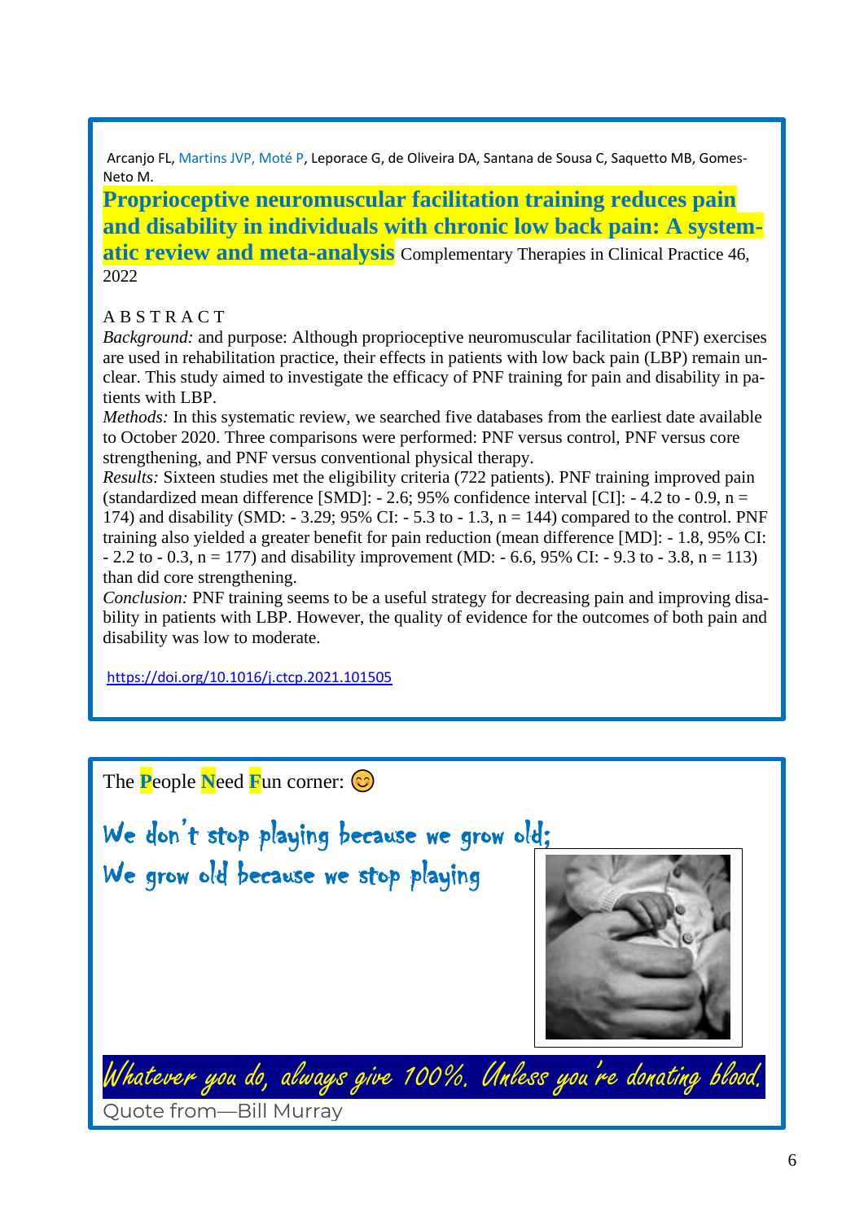Arcanjo FL, Martins JVP, Moté P, Leporace G, de Oliveira DA, Santana de Sousa C, Saquetto MB, Gomes-Neto M.

**Proprioceptive neuromuscular facilitation training reduces pain and disability in individuals with chronic low back pain: A systematic review and meta-analysis** Complementary Therapies in Clinical Practice 46, 2022

ABSTRACT

*Background:* and purpose: Although proprioceptive neuromuscular facilitation (PNF) exercises are used in rehabilitation practice, their effects in patients with low back pain (LBP) remain unclear. This study aimed to investigate the efficacy of PNF training for pain and disability in patients with LBP.

*Methods:* In this systematic review, we searched five databases from the earliest date available to October 2020. Three comparisons were performed: PNF versus control, PNF versus core strengthening, and PNF versus conventional physical therapy.

*Results:* Sixteen studies met the eligibility criteria (722 patients). PNF training improved pain (standardized mean difference [SMD]: - 2.6; 95% confidence interval [CI]: - 4.2 to - 0.9, n = 174) and disability (SMD: - 3.29; 95% CI: - 5.3 to - 1.3, n = 144) compared to the control. PNF training also yielded a greater benefit for pain reduction (mean difference [MD]: - 1.8, 95% CI: - 2.2 to - 0.3, n = 177) and disability improvement (MD: - 6.6, 95% CI: - 9.3 to - 3.8, n = 113) than did core strengthening.

*Conclusion:* PNF training seems to be a useful strategy for decreasing pain and improving disability in patients with LBP. However, the quality of evidence for the outcomes of both pain and disability was low to moderate.

https://doi.org/10.1016/j.ctcp.2021.101505

The **P**eople **N**eed **F**un corner: 😊

We don't stop playing because we grow old;
We grow old because we stop playing

Whatever you do, always give 100%. Unless you're donating blood.

Quote from—Bill Murray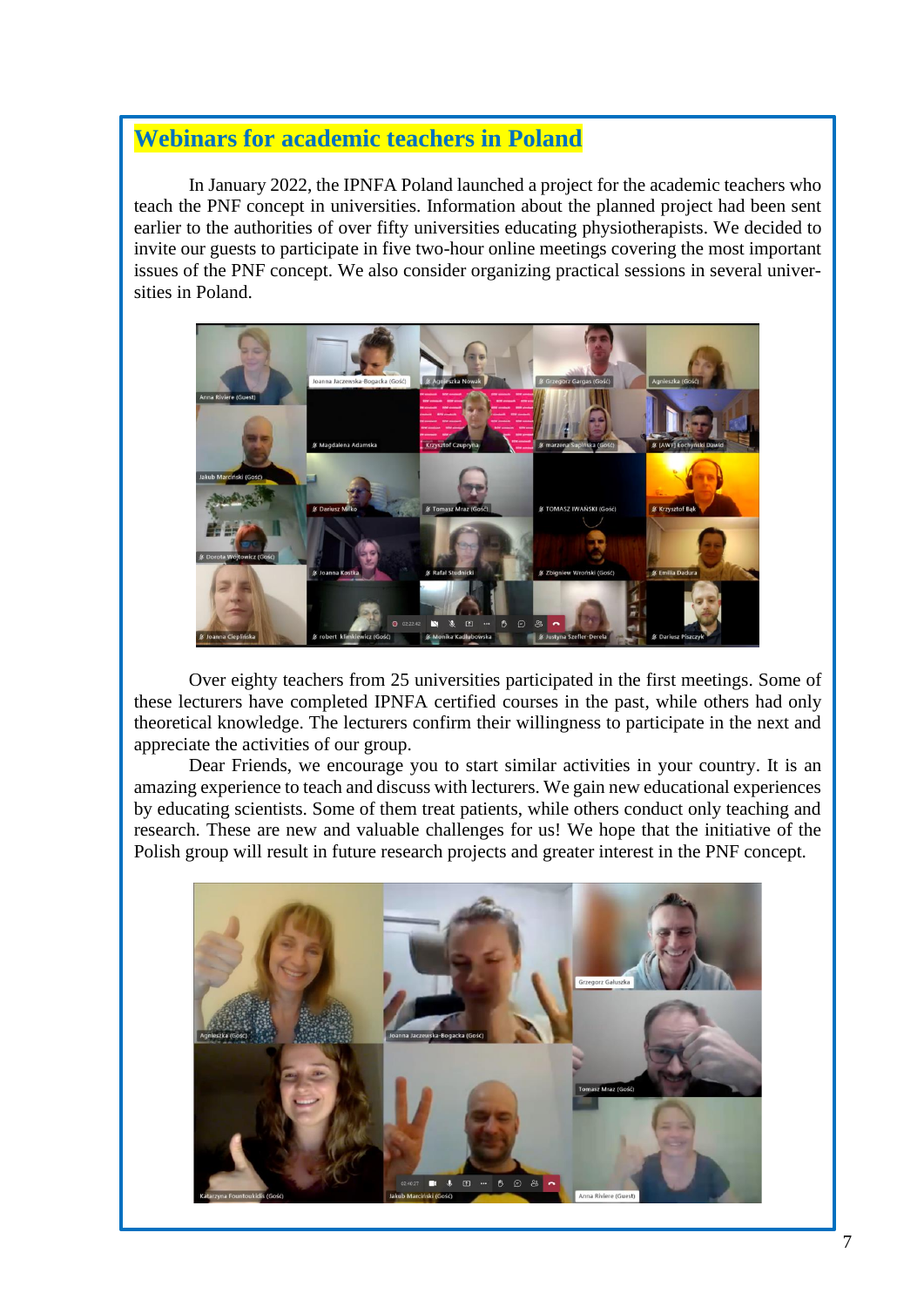## Webinars for academic teachers in Poland

In January 2022, the IPNFA Poland launched a project for the academic teachers who teach the PNF concept in universities. Information about the planned project had been sent earlier to the authorities of over fifty universities educating physiotherapists. We decided to invite our guests to participate in five two-hour online meetings covering the most important issues of the PNF concept. We also consider organizing practical sessions in several universities in Poland.

Over eighty teachers from 25 universities participated in the first meetings. Some of these lecturers have completed IPNFA certified courses in the past, while others had only theoretical knowledge. The lecturers confirm their willingness to participate in the next and appreciate the activities of our group.

Dear Friends, we encourage you to start similar activities in your country. It is an amazing experience to teach and discuss with lecturers. We gain new educational experiences by educating scientists. Some of them treat patients, while others conduct only teaching and research. These are new and valuable challenges for us! We hope that the initiative of the Polish group will result in future research projects and greater interest in the PNF concept.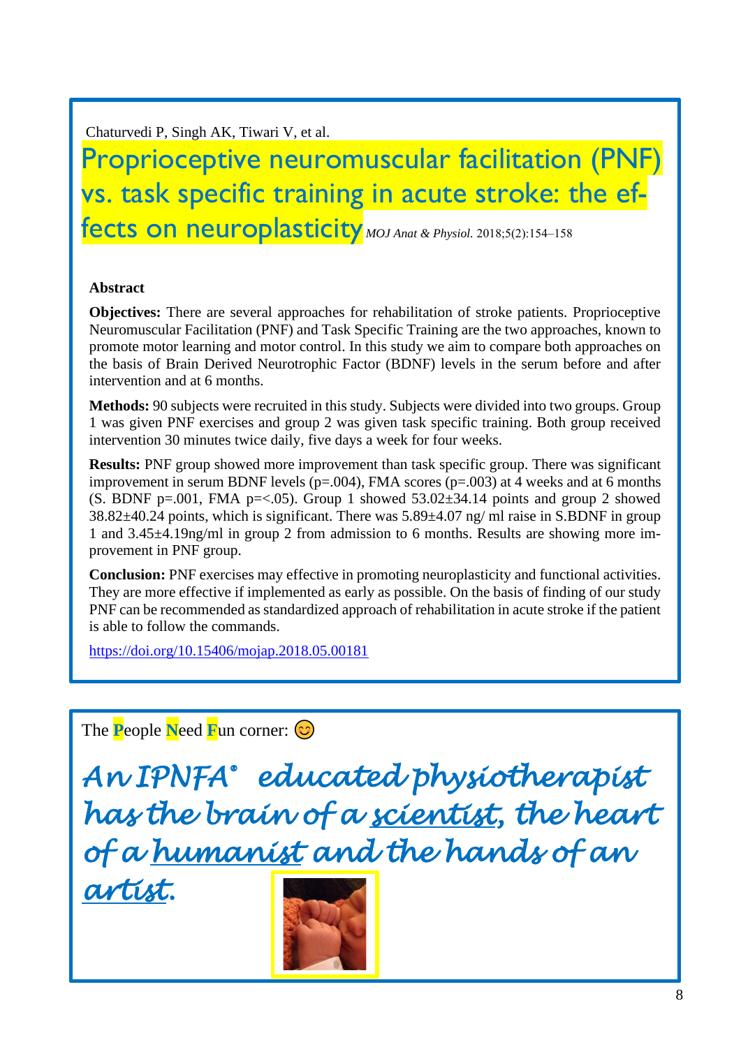Chaturvedi P, Singh AK, Tiwari V, et al.

## Proprioceptive neuromuscular facilitation (PNF) vs. task specific training in acute stroke: the effects on neuroplasticity

*MOJ Anat & Physiol.* 2018;5(2):154–158

**Abstract**

**Objectives:** There are several approaches for rehabilitation of stroke patients. Proprioceptive Neuromuscular Facilitation (PNF) and Task Specific Training are the two approaches, known to promote motor learning and motor control. In this study we aim to compare both approaches on the basis of Brain Derived Neurotrophic Factor (BDNF) levels in the serum before and after intervention and at 6 months.

**Methods:** 90 subjects were recruited in this study. Subjects were divided into two groups. Group 1 was given PNF exercises and group 2 was given task specific training. Both group received intervention 30 minutes twice daily, five days a week for four weeks.

**Results:** PNF group showed more improvement than task specific group. There was significant improvement in serum BDNF levels ($p=.004$), FMA scores ($p=.003$) at 4 weeks and at 6 months (S. BDNF $p=.001$, FMA $p=<.05$). Group 1 showed $53.02\pm34.14$ points and group 2 showed $38.82\pm40.24$ points, which is significant. There was $5.89\pm4.07$ ng/ ml raise in S.BDNF in group 1 and $3.45\pm4.19$ng/ml in group 2 from admission to 6 months. Results are showing more improvement in PNF group.

**Conclusion:** PNF exercises may effective in promoting neuroplasticity and functional activities. They are more effective if implemented as early as possible. On the basis of finding of our study PNF can be recommended as standardized approach of rehabilitation in acute stroke if the patient is able to follow the commands.

https://doi.org/10.15406/mojap.2018.05.00181

The **P**eople **N**eed **F**un corner: 😊

*An IPNFA® educated physiotherapist has the brain of a scientist, the heart of a humanist and the hands of an artist.*